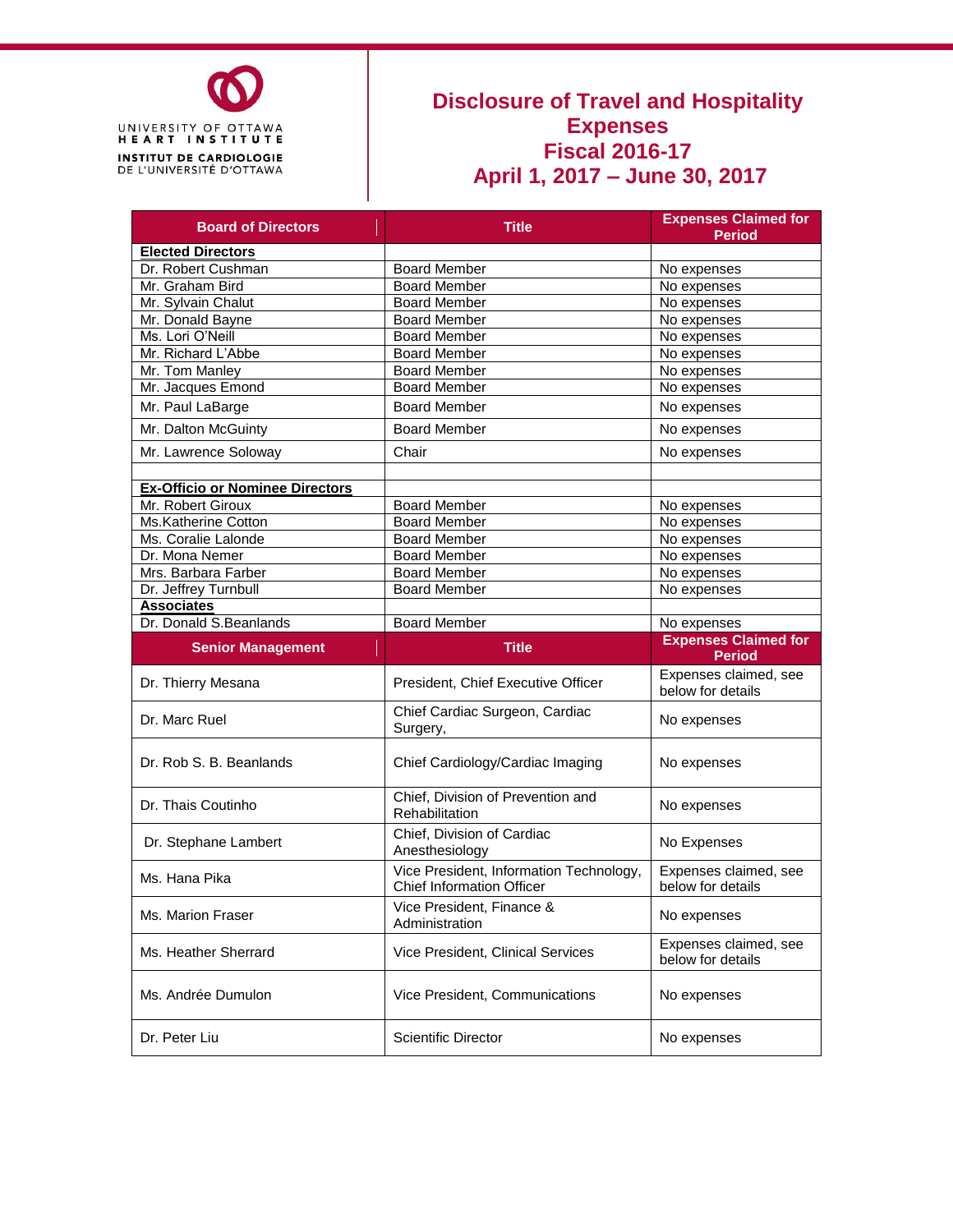UNIVERSITY OF OTTAWA HEART INSTITUTE
INSTITUT DE CARDIOLOGIE DE L'UNIVERSITÉ D'OTTAWA

# Disclosure of Travel and Hospitality Expenses
# Fiscal 2016-17
# April 1, 2017 – June 30, 2017

| Board of Directors | Title | Expenses Claimed for Period |
|---|---|---|
| **Elected Directors** | | |
| Dr. Robert Cushman | Board Member | No expenses |
| Mr. Graham Bird | Board Member | No expenses |
| Mr. Sylvain Chalut | Board Member | No expenses |
| Mr. Donald Bayne | Board Member | No expenses |
| Ms. Lori O'Neill | Board Member | No expenses |
| Mr. Richard L'Abbe | Board Member | No expenses |
| Mr. Tom Manley | Board Member | No expenses |
| Mr. Jacques Emond | Board Member | No expenses |
| Mr. Paul LaBarge | Board Member | No expenses |
| Mr. Dalton McGuinty | Board Member | No expenses |
| Mr. Lawrence Soloway | Chair | No expenses |
| | | |
| **Ex-Officio or Nominee Directors** | | |
| Mr. Robert Giroux | Board Member | No expenses |
| Ms.Katherine Cotton | Board Member | No expenses |
| Ms. Coralie Lalonde | Board Member | No expenses |
| Dr. Mona Nemer | Board Member | No expenses |
| Mrs. Barbara Farber | Board Member | No expenses |
| Dr. Jeffrey Turnbull | Board Member | No expenses |
| **Associates** | | |
| Dr. Donald S.Beanlands | Board Member | No expenses |
| **Senior Management** | **Title** | **Expenses Claimed for Period** |
| Dr. Thierry Mesana | President, Chief Executive Officer | Expenses claimed, see below for details |
| Dr. Marc Ruel | Chief Cardiac Surgeon, Cardiac Surgery, | No expenses |
| Dr. Rob S. B. Beanlands | Chief Cardiology/Cardiac Imaging | No expenses |
| Dr. Thais Coutinho | Chief, Division of Prevention and Rehabilitation | No expenses |
| Dr. Stephane Lambert | Chief, Division of Cardiac Anesthesiology | No Expenses |
| Ms. Hana Pika | Vice President, Information Technology, Chief Information Officer | Expenses claimed, see below for details |
| Ms. Marion Fraser | Vice President, Finance & Administration | No expenses |
| Ms. Heather Sherrard | Vice President, Clinical Services | Expenses claimed, see below for details |
| Ms. Andrée Dumulon | Vice President, Communications | No expenses |
| Dr. Peter Liu | Scientific Director | No expenses |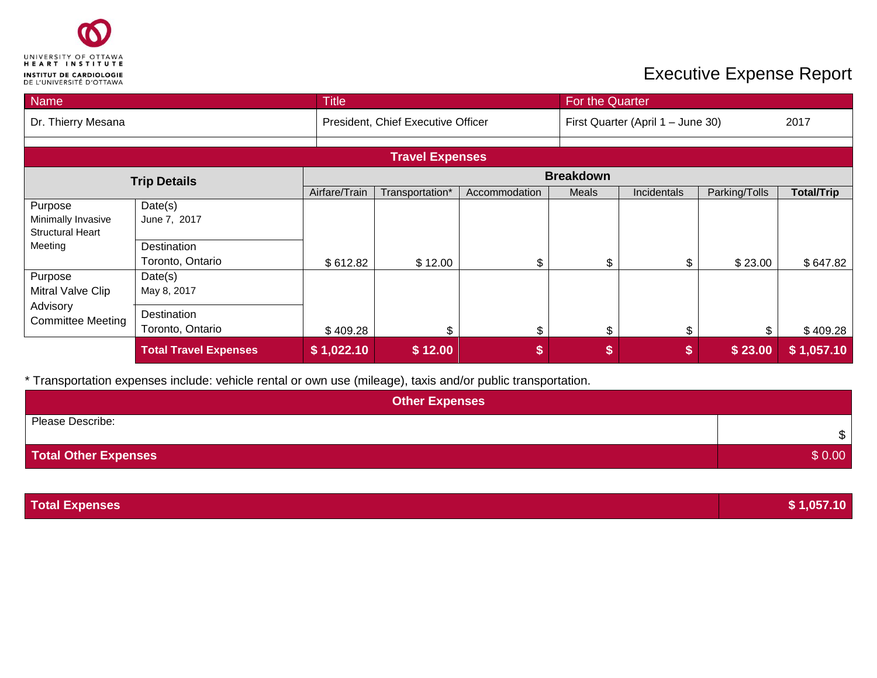UNIVERSITY OF OTTAWA HEART INSTITUTE
INSTITUT DE CARDIOLOGIE DE L'UNIVERSITÉ D'OTTAWA

# Executive Expense Report

| Name | Title | For the Quarter |
|---|---|---|
| Dr. Thierry Mesana | President, Chief Executive Officer | First Quarter (April 1 – June 30) 2017 |

## Travel Expenses

| Trip Details | | Airfare/Train | Transportation* | Accommodation | Meals | Incidentals | Parking/Tolls | Total/Trip |
|---|---|---|---|---|---|---|---|---|
| Purpose: Minimally Invasive Structural Heart Meeting | Date(s): June 7, 2017<br>Destination: Toronto, Ontario | $ 612.82 | $ 12.00 | $ | $ | $ | $ 23.00 | $ 647.82 |
| Purpose: Mitral Valve Clip Advisory Committee Meeting | Date(s): May 8, 2017<br>Destination: Toronto, Ontario | $ 409.28 | $ | $ | $ | $ | $ | $ 409.28 |
| | **Total Travel Expenses** | **$ 1,022.10** | **$ 12.00** | **$** | **$** | **$** | **$ 23.00** | **$ 1,057.10** |

* Transportation expenses include: vehicle rental or own use (mileage), taxis and/or public transportation.

## Other Expenses

| Please Describe: | $ |
|---|---|
| **Total Other Expenses** | $ 0.00 |

| **Total Expenses** | **$ 1,057.10** |
|---|---|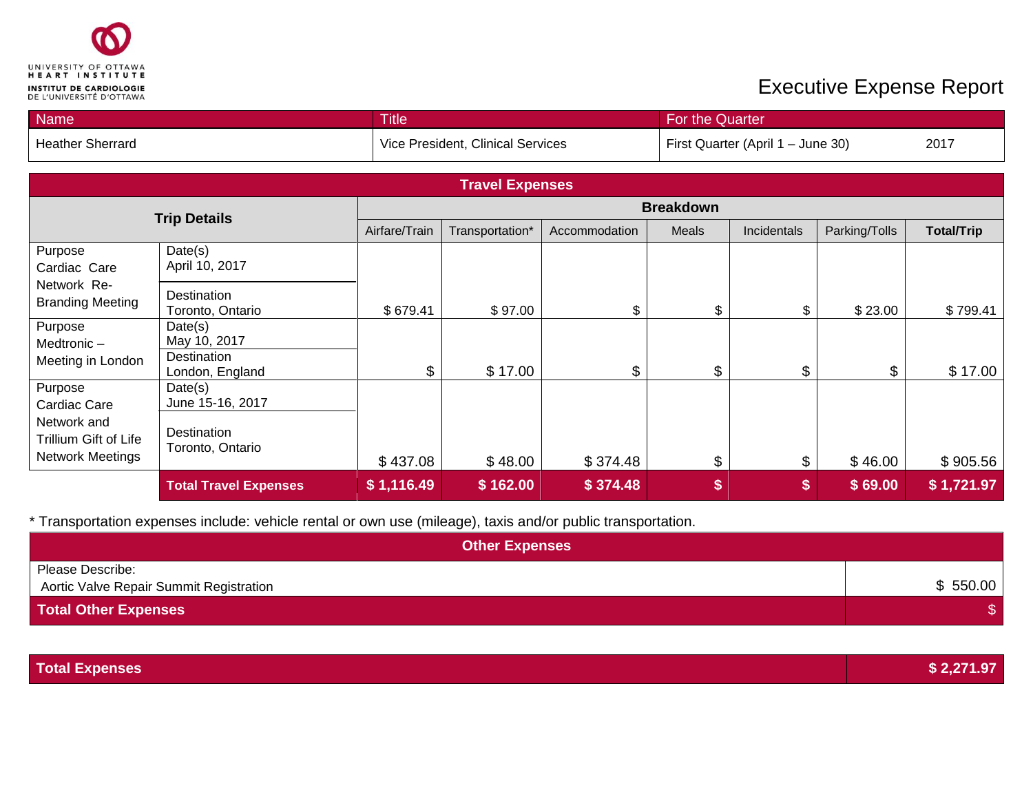UNIVERSITY OF OTTAWA
HEART INSTITUTE
INSTITUT DE CARDIOLOGIE
DE L'UNIVERSITÉ D'OTTAWA

# Executive Expense Report

| Name | Title | For the Quarter | |
|---|---|---|---|
| Heather Sherrard | Vice President, Clinical Services | First Quarter (April 1 – June 30) | 2017 |

## Travel Expenses

| Trip Details | | Breakdown | | | | | | |
|---|---|---|---|---|---|---|---|---|
| | | Airfare/Train | Transportation* | Accommodation | Meals | Incidentals | Parking/Tolls | **Total/Trip** |
| Purpose<br>Cardiac Care Network Re-Branding Meeting | Date(s)<br>April 10, 2017<br>Destination<br>Toronto, Ontario | $ 679.41 | $ 97.00 | $ | $ | $ | $ 23.00 | $ 799.41 |
| Purpose<br>Medtronic – Meeting in London | Date(s)<br>May 10, 2017<br>Destination<br>London, England | $ | $ 17.00 | $ | $ | $ | $ | $ 17.00 |
| Purpose<br>Cardiac Care Network and Trillium Gift of Life Network Meetings | Date(s)<br>June 15-16, 2017<br>Destination<br>Toronto, Ontario | $ 437.08 | $ 48.00 | $ 374.48 | $ | $ | $ 46.00 | $ 905.56 |
| | **Total Travel Expenses** | **$ 1,116.49** | **$ 162.00** | **$ 374.48** | **$** | **$** | **$ 69.00** | **$ 1,721.97** |

* Transportation expenses include: vehicle rental or own use (mileage), taxis and/or public transportation.

## Other Expenses

| Please Describe: | |
|---|---|
| Aortic Valve Repair Summit Registration | $ 550.00 |
| **Total Other Expenses** | $ |

| **Total Expenses** | **$ 2,271.97** |
|---|---|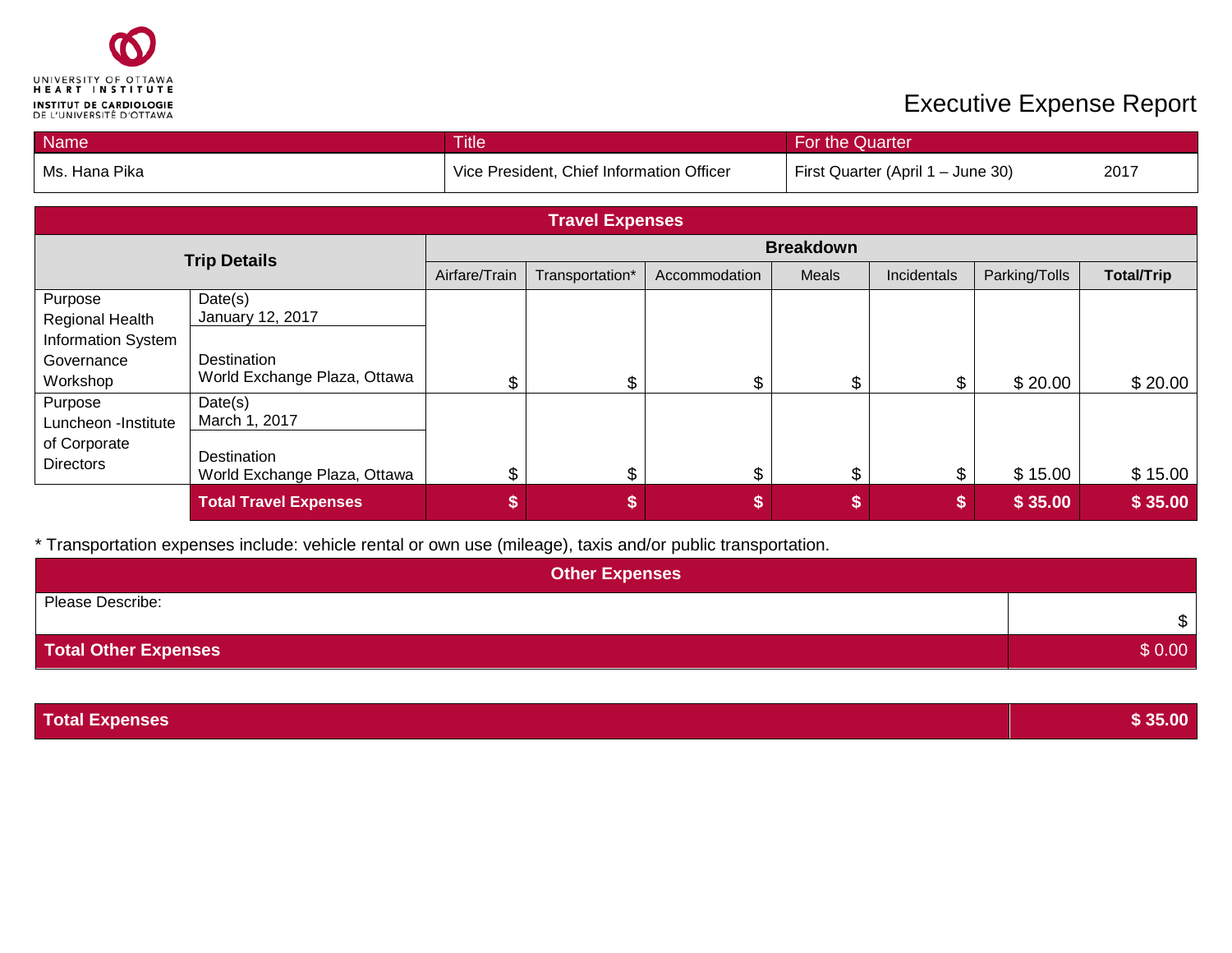UNIVERSITY OF OTTAWA HEART INSTITUTE
INSTITUT DE CARDIOLOGIE DE L'UNIVERSITÉ D'OTTAWA

# Executive Expense Report

| Name | Title | For the Quarter |
|---|---|---|
| Ms. Hana Pika | Vice President, Chief Information Officer | First Quarter (April 1 – June 30) 2017 |

## Travel Expenses

| Trip Details | | Breakdown | | | | | | |
|---|---|---|---|---|---|---|---|---|
| | | Airfare/Train | Transportation* | Accommodation | Meals | Incidentals | Parking/Tolls | **Total/Trip** |
| Purpose<br>Regional Health Information System Governance Workshop | Date(s)<br>January 12, 2017<br>Destination<br>World Exchange Plaza, Ottawa | $ | $ | $ | $ | $ | $ 20.00 | $ 20.00 |
| Purpose<br>Luncheon -Institute of Corporate Directors | Date(s)<br>March 1, 2017<br>Destination<br>World Exchange Plaza, Ottawa | $ | $ | $ | $ | $ | $ 15.00 | $ 15.00 |
| | **Total Travel Expenses** | **$** | **$** | **$** | **$** | **$** | **$ 35.00** | **$ 35.00** |

\* Transportation expenses include: vehicle rental or own use (mileage), taxis and/or public transportation.

## Other Expenses

| | |
|---|---|
| Please Describe: | $ |
| **Total Other Expenses** | $ 0.00 |

| | |
|---|---|
| **Total Expenses** | **$ 35.00** |